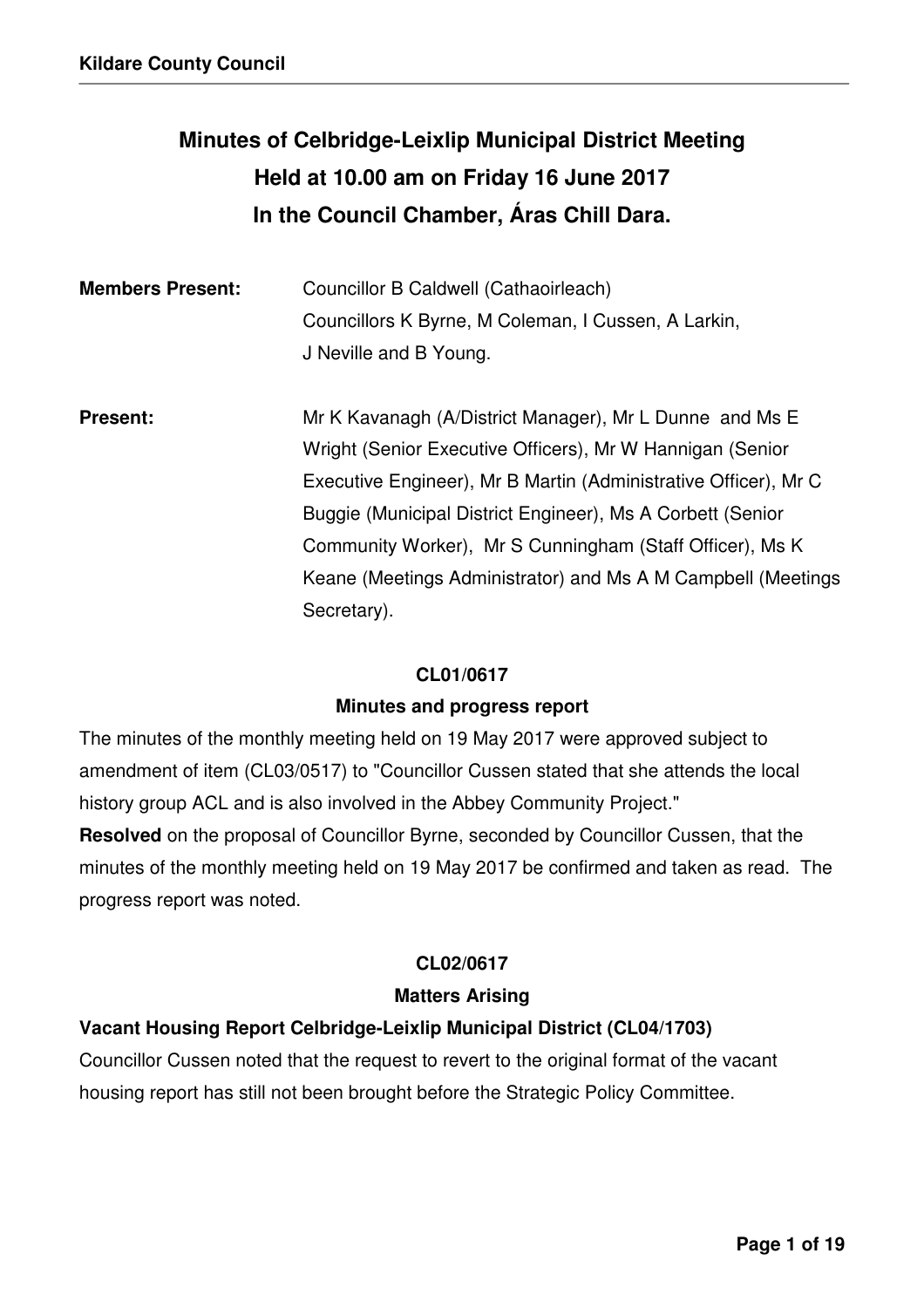# Minutes of Celbridge-Leixlip Municipal District Meeting
# Held at 10.00 am on Friday 16 June 2017
# In the Council Chamber, Áras Chill Dara.

| | |
|---|---|
| **Members Present:** | Councillor B Caldwell (Cathaoirleach)<br>Councillors K Byrne, M Coleman, I Cussen, A Larkin, J Neville and B Young. |
| **Present:** | Mr K Kavanagh (A/District Manager), Mr L Dunne and Ms E Wright (Senior Executive Officers), Mr W Hannigan (Senior Executive Engineer), Mr B Martin (Administrative Officer), Mr C Buggie (Municipal District Engineer), Ms A Corbett (Senior Community Worker), Mr S Cunningham (Staff Officer), Ms K Keane (Meetings Administrator) and Ms A M Campbell (Meetings Secretary). |

**CL01/0617**

**Minutes and progress report**

The minutes of the monthly meeting held on 19 May 2017 were approved subject to amendment of item (CL03/0517) to "Councillor Cussen stated that she attends the local history group ACL and is also involved in the Abbey Community Project."

**Resolved** on the proposal of Councillor Byrne, seconded by Councillor Cussen, that the minutes of the monthly meeting held on 19 May 2017 be confirmed and taken as read. The progress report was noted.

**CL02/0617**

**Matters Arising**

**Vacant Housing Report Celbridge-Leixlip Municipal District (CL04/1703)**

Councillor Cussen noted that the request to revert to the original format of the vacant housing report has still not been brought before the Strategic Policy Committee.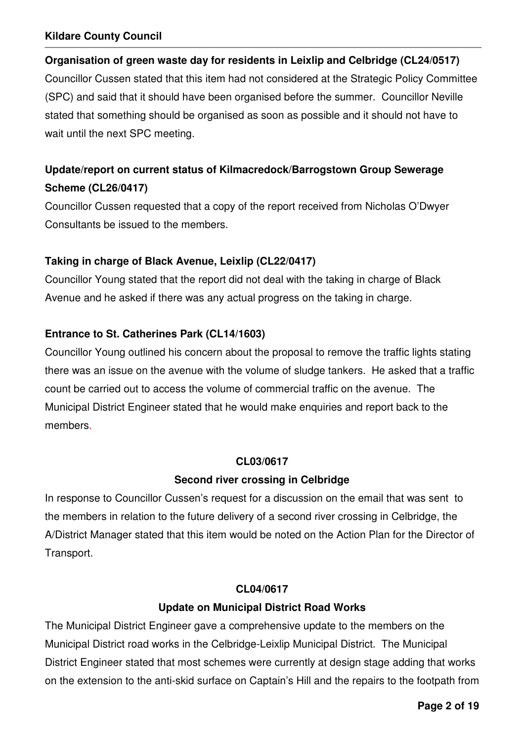**Organisation of green waste day for residents in Leixlip and Celbridge (CL24/0517)**

Councillor Cussen stated that this item had not considered at the Strategic Policy Committee (SPC) and said that it should have been organised before the summer. Councillor Neville stated that something should be organised as soon as possible and it should not have to wait until the next SPC meeting.

**Update/report on current status of Kilmacredock/Barrogstown Group Sewerage Scheme (CL26/0417)**

Councillor Cussen requested that a copy of the report received from Nicholas O'Dwyer Consultants be issued to the members.

**Taking in charge of Black Avenue, Leixlip (CL22/0417)**

Councillor Young stated that the report did not deal with the taking in charge of Black Avenue and he asked if there was any actual progress on the taking in charge.

**Entrance to St. Catherines Park (CL14/1603)**

Councillor Young outlined his concern about the proposal to remove the traffic lights stating there was an issue on the avenue with the volume of sludge tankers. He asked that a traffic count be carried out to access the volume of commercial traffic on the avenue. The Municipal District Engineer stated that he would make enquiries and report back to the members.

**CL03/0617**

**Second river crossing in Celbridge**

In response to Councillor Cussen's request for a discussion on the email that was sent to the members in relation to the future delivery of a second river crossing in Celbridge, the A/District Manager stated that this item would be noted on the Action Plan for the Director of Transport.

**CL04/0617**

**Update on Municipal District Road Works**

The Municipal District Engineer gave a comprehensive update to the members on the Municipal District road works in the Celbridge-Leixlip Municipal District. The Municipal District Engineer stated that most schemes were currently at design stage adding that works on the extension to the anti-skid surface on Captain's Hill and the repairs to the footpath from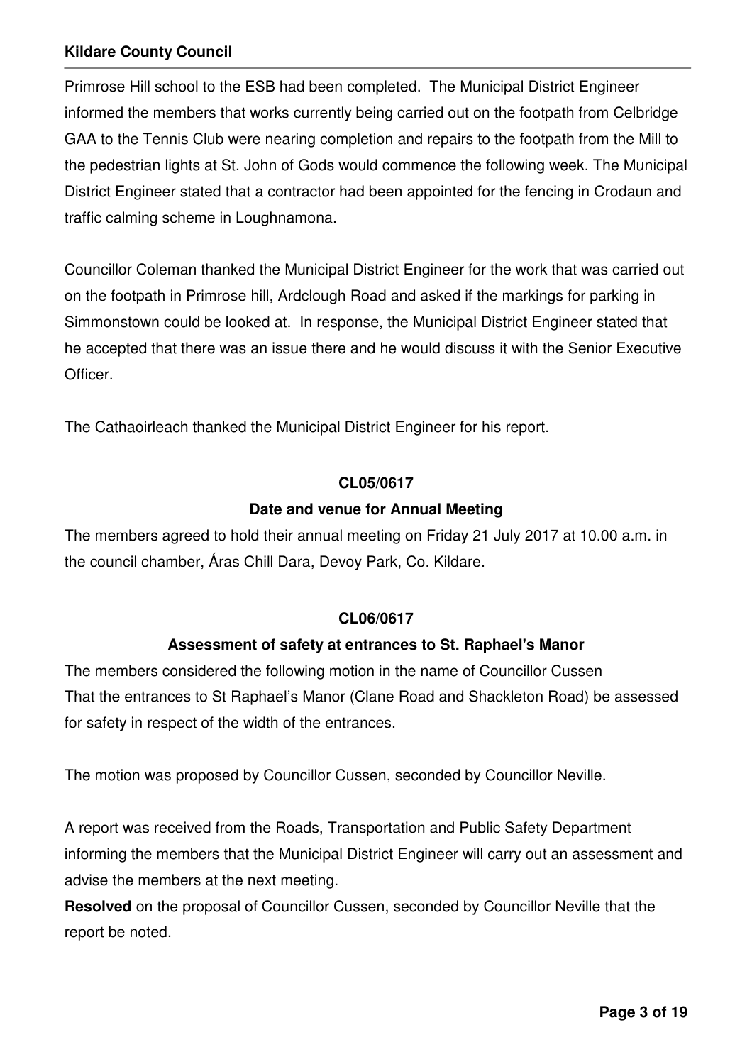Primrose Hill school to the ESB had been completed. The Municipal District Engineer informed the members that works currently being carried out on the footpath from Celbridge GAA to the Tennis Club were nearing completion and repairs to the footpath from the Mill to the pedestrian lights at St. John of Gods would commence the following week. The Municipal District Engineer stated that a contractor had been appointed for the fencing in Crodaun and traffic calming scheme in Loughnamona.

Councillor Coleman thanked the Municipal District Engineer for the work that was carried out on the footpath in Primrose hill, Ardclough Road and asked if the markings for parking in Simmonstown could be looked at. In response, the Municipal District Engineer stated that he accepted that there was an issue there and he would discuss it with the Senior Executive Officer.

The Cathaoirleach thanked the Municipal District Engineer for his report.

**CL05/0617**

**Date and venue for Annual Meeting**

The members agreed to hold their annual meeting on Friday 21 July 2017 at 10.00 a.m. in the council chamber, Áras Chill Dara, Devoy Park, Co. Kildare.

**CL06/0617**

**Assessment of safety at entrances to St. Raphael's Manor**

The members considered the following motion in the name of Councillor Cussen
That the entrances to St Raphael's Manor (Clane Road and Shackleton Road) be assessed for safety in respect of the width of the entrances.

The motion was proposed by Councillor Cussen, seconded by Councillor Neville.

A report was received from the Roads, Transportation and Public Safety Department informing the members that the Municipal District Engineer will carry out an assessment and advise the members at the next meeting.

**Resolved** on the proposal of Councillor Cussen, seconded by Councillor Neville that the report be noted.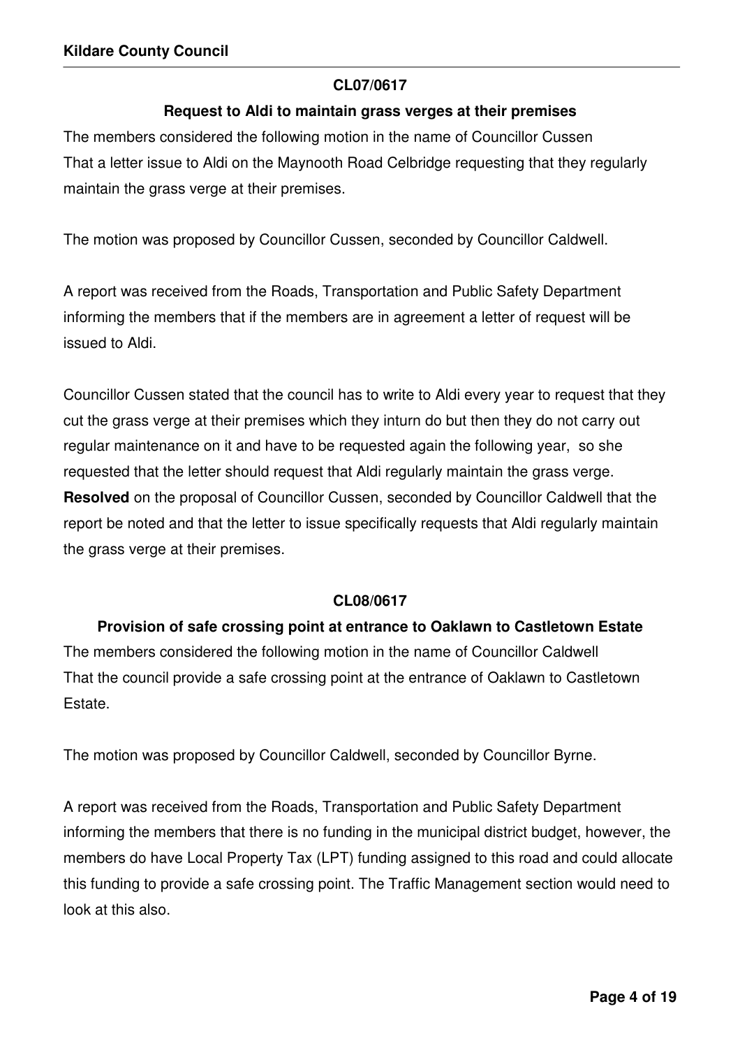**CL07/0617**

**Request to Aldi to maintain grass verges at their premises**

The members considered the following motion in the name of Councillor Cussen
That a letter issue to Aldi on the Maynooth Road Celbridge requesting that they regularly maintain the grass verge at their premises.

The motion was proposed by Councillor Cussen, seconded by Councillor Caldwell.

A report was received from the Roads, Transportation and Public Safety Department informing the members that if the members are in agreement a letter of request will be issued to Aldi.

Councillor Cussen stated that the council has to write to Aldi every year to request that they cut the grass verge at their premises which they inturn do but then they do not carry out regular maintenance on it and have to be requested again the following year, so she requested that the letter should request that Aldi regularly maintain the grass verge.
**Resolved** on the proposal of Councillor Cussen, seconded by Councillor Caldwell that the report be noted and that the letter to issue specifically requests that Aldi regularly maintain the grass verge at their premises.

**CL08/0617**

**Provision of safe crossing point at entrance to Oaklawn to Castletown Estate**

The members considered the following motion in the name of Councillor Caldwell
That the council provide a safe crossing point at the entrance of Oaklawn to Castletown Estate.

The motion was proposed by Councillor Caldwell, seconded by Councillor Byrne.

A report was received from the Roads, Transportation and Public Safety Department informing the members that there is no funding in the municipal district budget, however, the members do have Local Property Tax (LPT) funding assigned to this road and could allocate this funding to provide a safe crossing point. The Traffic Management section would need to look at this also.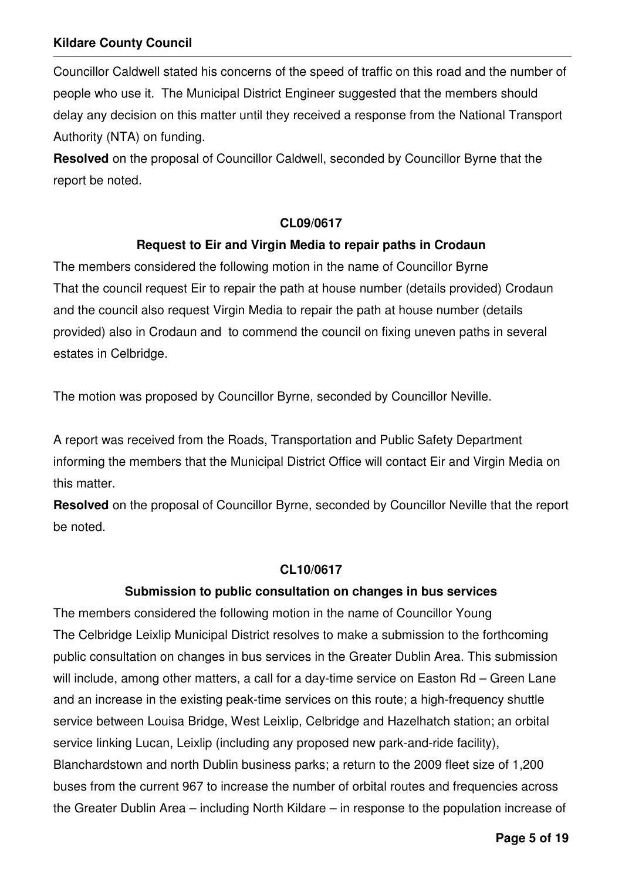Councillor Caldwell stated his concerns of the speed of traffic on this road and the number of people who use it. The Municipal District Engineer suggested that the members should delay any decision on this matter until they received a response from the National Transport Authority (NTA) on funding.

**Resolved** on the proposal of Councillor Caldwell, seconded by Councillor Byrne that the report be noted.

**CL09/0617**

**Request to Eir and Virgin Media to repair paths in Crodaun**

The members considered the following motion in the name of Councillor Byrne

That the council request Eir to repair the path at house number (details provided) Crodaun and the council also request Virgin Media to repair the path at house number (details provided) also in Crodaun and to commend the council on fixing uneven paths in several estates in Celbridge.

The motion was proposed by Councillor Byrne, seconded by Councillor Neville.

A report was received from the Roads, Transportation and Public Safety Department informing the members that the Municipal District Office will contact Eir and Virgin Media on this matter.

**Resolved** on the proposal of Councillor Byrne, seconded by Councillor Neville that the report be noted.

**CL10/0617**

**Submission to public consultation on changes in bus services**

The members considered the following motion in the name of Councillor Young

The Celbridge Leixlip Municipal District resolves to make a submission to the forthcoming public consultation on changes in bus services in the Greater Dublin Area. This submission will include, among other matters, a call for a day-time service on Easton Rd – Green Lane and an increase in the existing peak-time services on this route; a high-frequency shuttle service between Louisa Bridge, West Leixlip, Celbridge and Hazelhatch station; an orbital service linking Lucan, Leixlip (including any proposed new park-and-ride facility), Blanchardstown and north Dublin business parks; a return to the 2009 fleet size of 1,200 buses from the current 967 to increase the number of orbital routes and frequencies across the Greater Dublin Area – including North Kildare – in response to the population increase of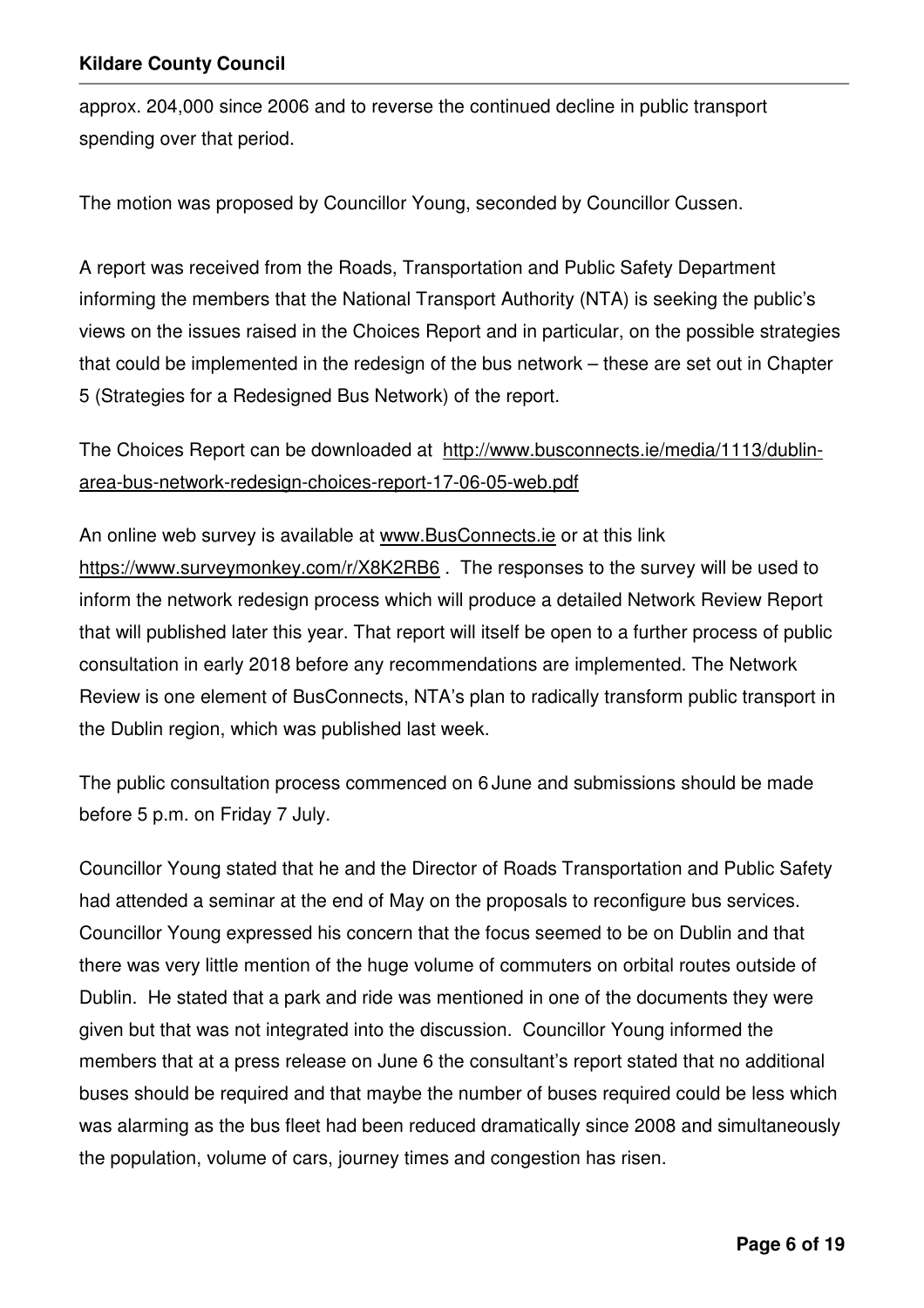approx. 204,000 since 2006 and to reverse the continued decline in public transport spending over that period.

The motion was proposed by Councillor Young, seconded by Councillor Cussen.

A report was received from the Roads, Transportation and Public Safety Department informing the members that the National Transport Authority (NTA) is seeking the public's views on the issues raised in the Choices Report and in particular, on the possible strategies that could be implemented in the redesign of the bus network – these are set out in Chapter 5 (Strategies for a Redesigned Bus Network) of the report.

The Choices Report can be downloaded at http://www.busconnects.ie/media/1113/dublin-area-bus-network-redesign-choices-report-17-06-05-web.pdf

An online web survey is available at www.BusConnects.ie or at this link https://www.surveymonkey.com/r/X8K2RB6 . The responses to the survey will be used to inform the network redesign process which will produce a detailed Network Review Report that will published later this year. That report will itself be open to a further process of public consultation in early 2018 before any recommendations are implemented. The Network Review is one element of BusConnects, NTA's plan to radically transform public transport in the Dublin region, which was published last week.

The public consultation process commenced on 6 June and submissions should be made before 5 p.m. on Friday 7 July.

Councillor Young stated that he and the Director of Roads Transportation and Public Safety had attended a seminar at the end of May on the proposals to reconfigure bus services. Councillor Young expressed his concern that the focus seemed to be on Dublin and that there was very little mention of the huge volume of commuters on orbital routes outside of Dublin. He stated that a park and ride was mentioned in one of the documents they were given but that was not integrated into the discussion. Councillor Young informed the members that at a press release on June 6 the consultant's report stated that no additional buses should be required and that maybe the number of buses required could be less which was alarming as the bus fleet had been reduced dramatically since 2008 and simultaneously the population, volume of cars, journey times and congestion has risen.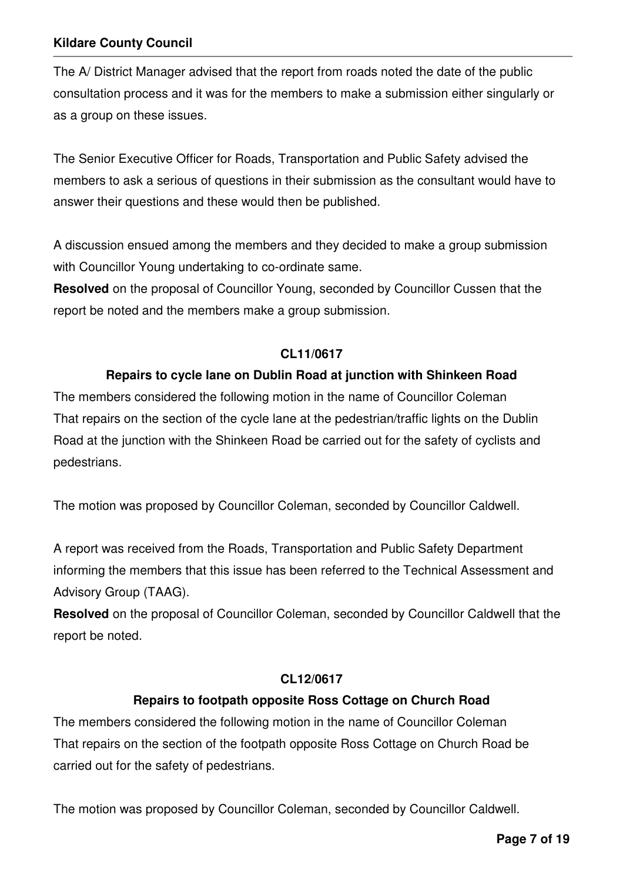The A/ District Manager advised that the report from roads noted the date of the public consultation process and it was for the members to make a submission either singularly or as a group on these issues.

The Senior Executive Officer for Roads, Transportation and Public Safety advised the members to ask a serious of questions in their submission as the consultant would have to answer their questions and these would then be published.

A discussion ensued among the members and they decided to make a group submission with Councillor Young undertaking to co-ordinate same.

**Resolved** on the proposal of Councillor Young, seconded by Councillor Cussen that the report be noted and the members make a group submission.

**CL11/0617**

**Repairs to cycle lane on Dublin Road at junction with Shinkeen Road**

The members considered the following motion in the name of Councillor Coleman

That repairs on the section of the cycle lane at the pedestrian/traffic lights on the Dublin Road at the junction with the Shinkeen Road be carried out for the safety of cyclists and pedestrians.

The motion was proposed by Councillor Coleman, seconded by Councillor Caldwell.

A report was received from the Roads, Transportation and Public Safety Department informing the members that this issue has been referred to the Technical Assessment and Advisory Group (TAAG).

**Resolved** on the proposal of Councillor Coleman, seconded by Councillor Caldwell that the report be noted.

**CL12/0617**

**Repairs to footpath opposite Ross Cottage on Church Road**

The members considered the following motion in the name of Councillor Coleman

That repairs on the section of the footpath opposite Ross Cottage on Church Road be carried out for the safety of pedestrians.

The motion was proposed by Councillor Coleman, seconded by Councillor Caldwell.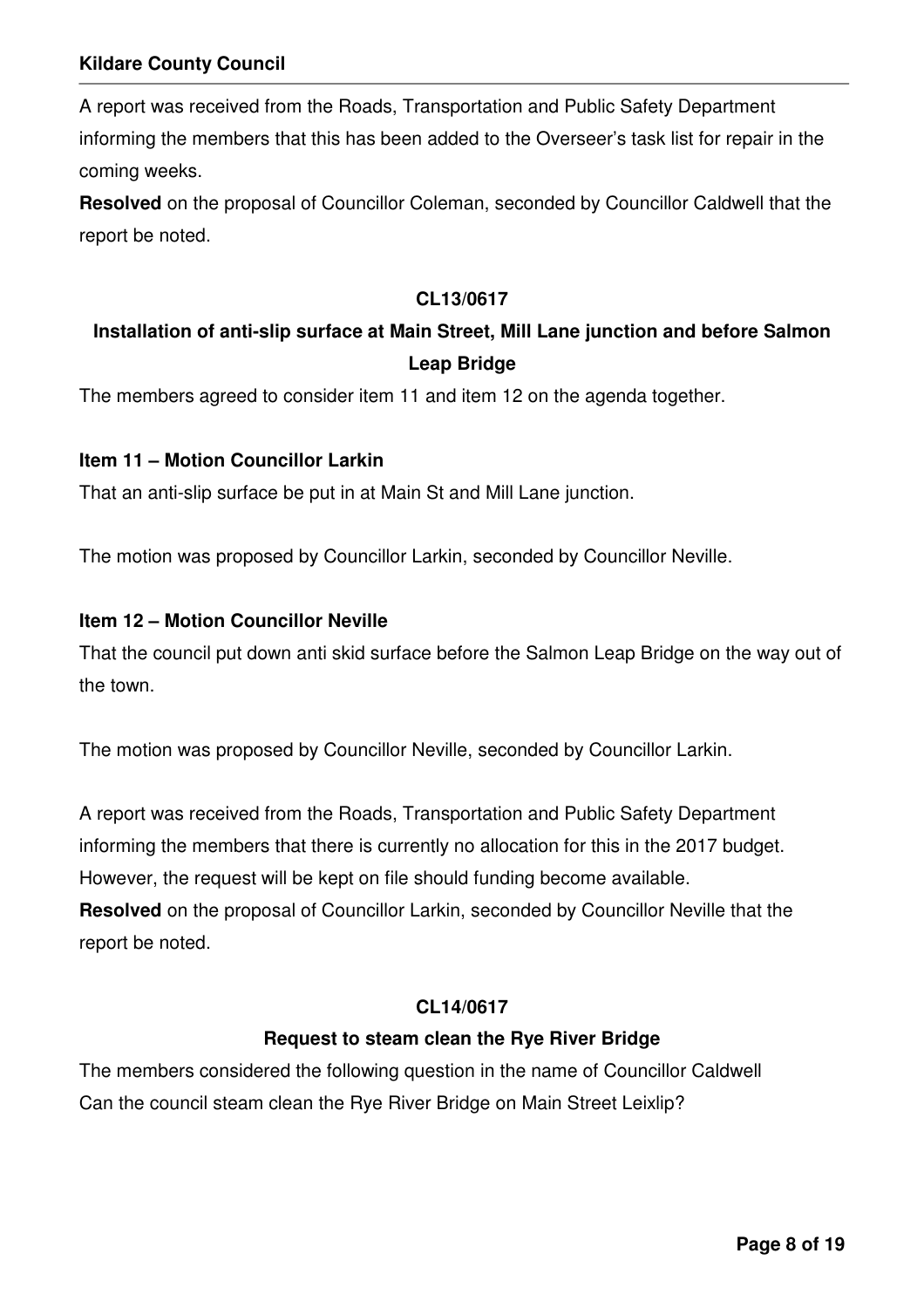A report was received from the Roads, Transportation and Public Safety Department informing the members that this has been added to the Overseer's task list for repair in the coming weeks.

**Resolved** on the proposal of Councillor Coleman, seconded by Councillor Caldwell that the report be noted.

**CL13/0617**

**Installation of anti-slip surface at Main Street, Mill Lane junction and before Salmon Leap Bridge**

The members agreed to consider item 11 and item 12 on the agenda together.

**Item 11 – Motion Councillor Larkin**

That an anti-slip surface be put in at Main St and Mill Lane junction.

The motion was proposed by Councillor Larkin, seconded by Councillor Neville.

**Item 12 – Motion Councillor Neville**

That the council put down anti skid surface before the Salmon Leap Bridge on the way out of the town.

The motion was proposed by Councillor Neville, seconded by Councillor Larkin.

A report was received from the Roads, Transportation and Public Safety Department informing the members that there is currently no allocation for this in the 2017 budget. However, the request will be kept on file should funding become available.

**Resolved** on the proposal of Councillor Larkin, seconded by Councillor Neville that the report be noted.

**CL14/0617**

**Request to steam clean the Rye River Bridge**

The members considered the following question in the name of Councillor Caldwell

Can the council steam clean the Rye River Bridge on Main Street Leixlip?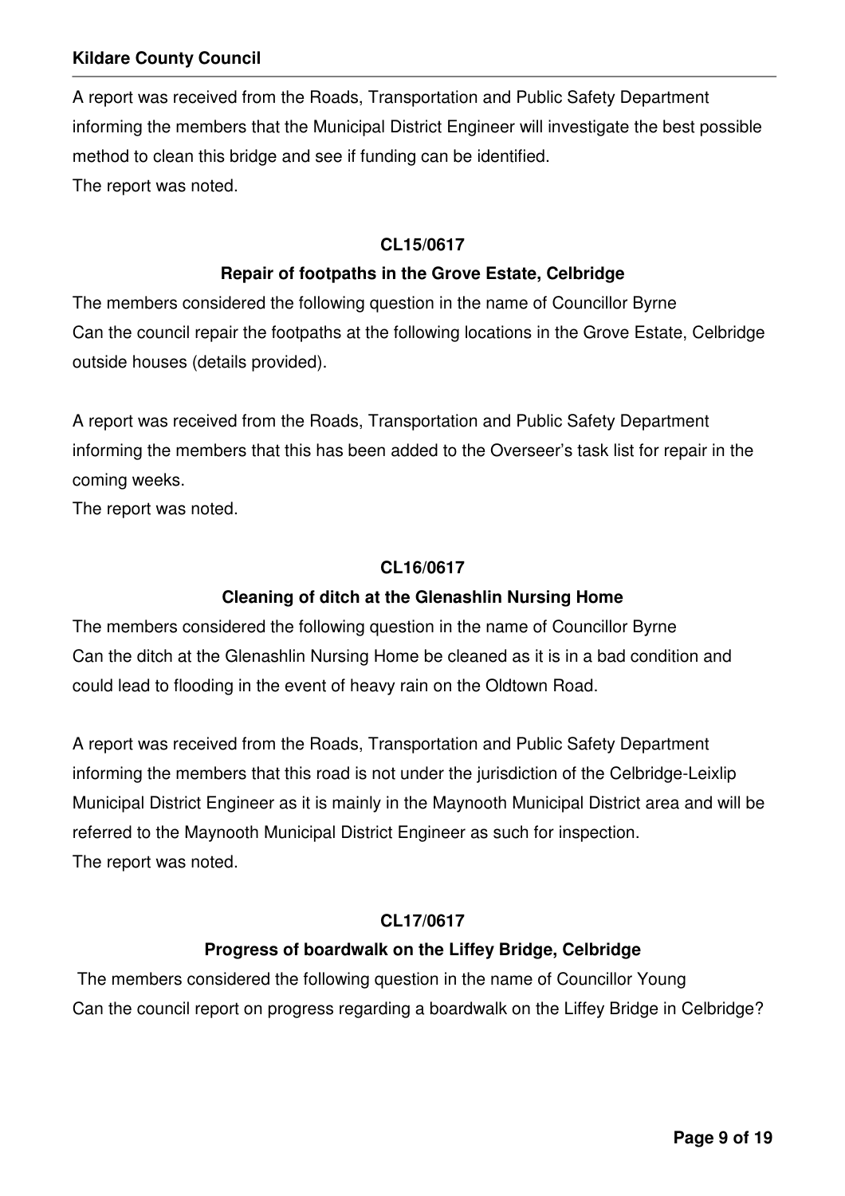A report was received from the Roads, Transportation and Public Safety Department informing the members that the Municipal District Engineer will investigate the best possible method to clean this bridge and see if funding can be identified.
The report was noted.

**CL15/0617**

**Repair of footpaths in the Grove Estate, Celbridge**

The members considered the following question in the name of Councillor Byrne
Can the council repair the footpaths at the following locations in the Grove Estate, Celbridge outside houses (details provided).

A report was received from the Roads, Transportation and Public Safety Department informing the members that this has been added to the Overseer's task list for repair in the coming weeks.
The report was noted.

**CL16/0617**

**Cleaning of ditch at the Glenashlin Nursing Home**

The members considered the following question in the name of Councillor Byrne
Can the ditch at the Glenashlin Nursing Home be cleaned as it is in a bad condition and could lead to flooding in the event of heavy rain on the Oldtown Road.

A report was received from the Roads, Transportation and Public Safety Department informing the members that this road is not under the jurisdiction of the Celbridge-Leixlip Municipal District Engineer as it is mainly in the Maynooth Municipal District area and will be referred to the Maynooth Municipal District Engineer as such for inspection.
The report was noted.

**CL17/0617**

**Progress of boardwalk on the Liffey Bridge, Celbridge**

The members considered the following question in the name of Councillor Young
Can the council report on progress regarding a boardwalk on the Liffey Bridge in Celbridge?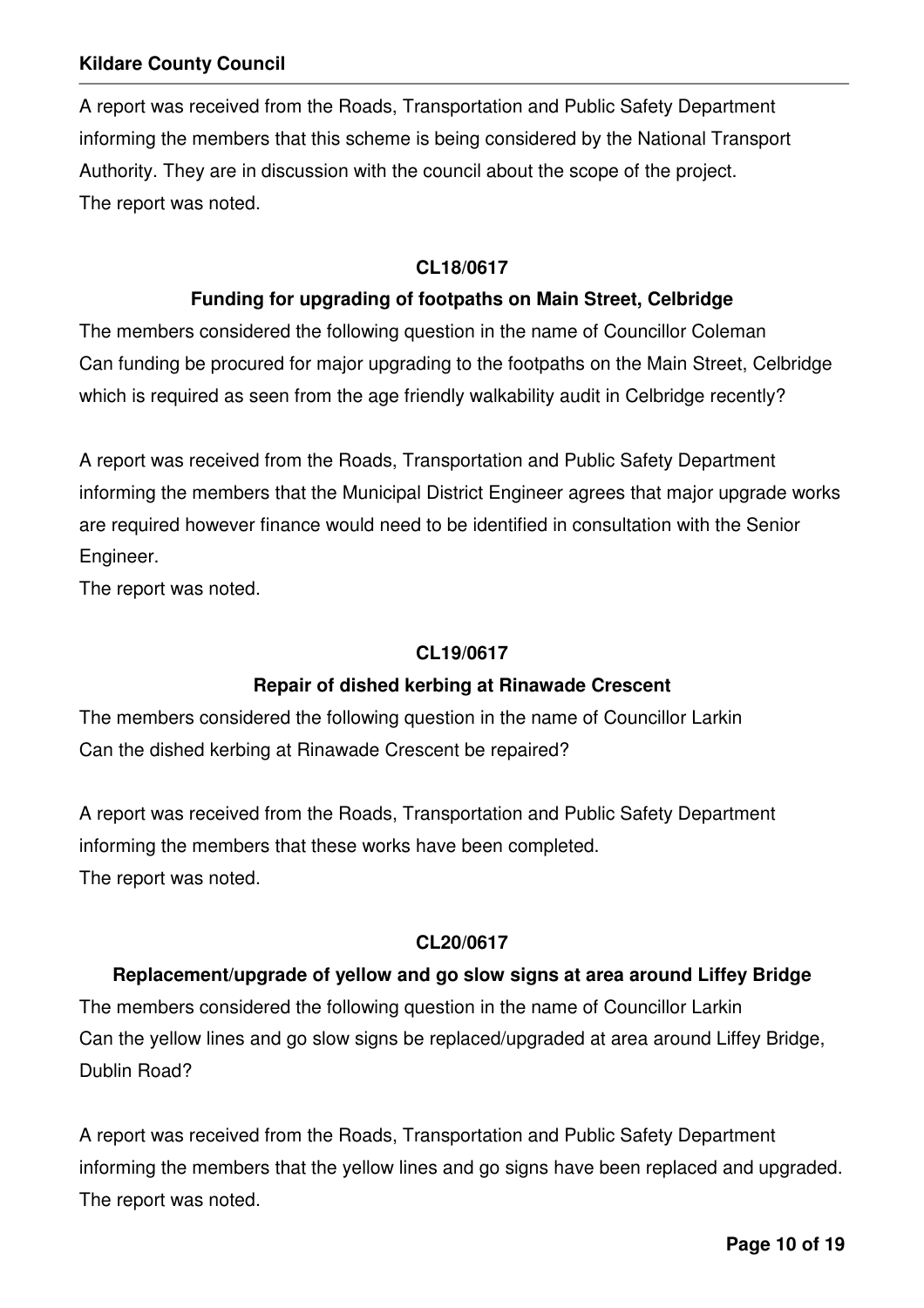A report was received from the Roads, Transportation and Public Safety Department informing the members that this scheme is being considered by the National Transport Authority. They are in discussion with the council about the scope of the project.
The report was noted.

**CL18/0617**

**Funding for upgrading of footpaths on Main Street, Celbridge**

The members considered the following question in the name of Councillor Coleman
Can funding be procured for major upgrading to the footpaths on the Main Street, Celbridge which is required as seen from the age friendly walkability audit in Celbridge recently?

A report was received from the Roads, Transportation and Public Safety Department informing the members that the Municipal District Engineer agrees that major upgrade works are required however finance would need to be identified in consultation with the Senior Engineer.
The report was noted.

**CL19/0617**

**Repair of dished kerbing at Rinawade Crescent**

The members considered the following question in the name of Councillor Larkin
Can the dished kerbing at Rinawade Crescent be repaired?

A report was received from the Roads, Transportation and Public Safety Department informing the members that these works have been completed.
The report was noted.

**CL20/0617**

**Replacement/upgrade of yellow and go slow signs at area around Liffey Bridge**

The members considered the following question in the name of Councillor Larkin
Can the yellow lines and go slow signs be replaced/upgraded at area around Liffey Bridge, Dublin Road?

A report was received from the Roads, Transportation and Public Safety Department informing the members that the yellow lines and go signs have been replaced and upgraded.
The report was noted.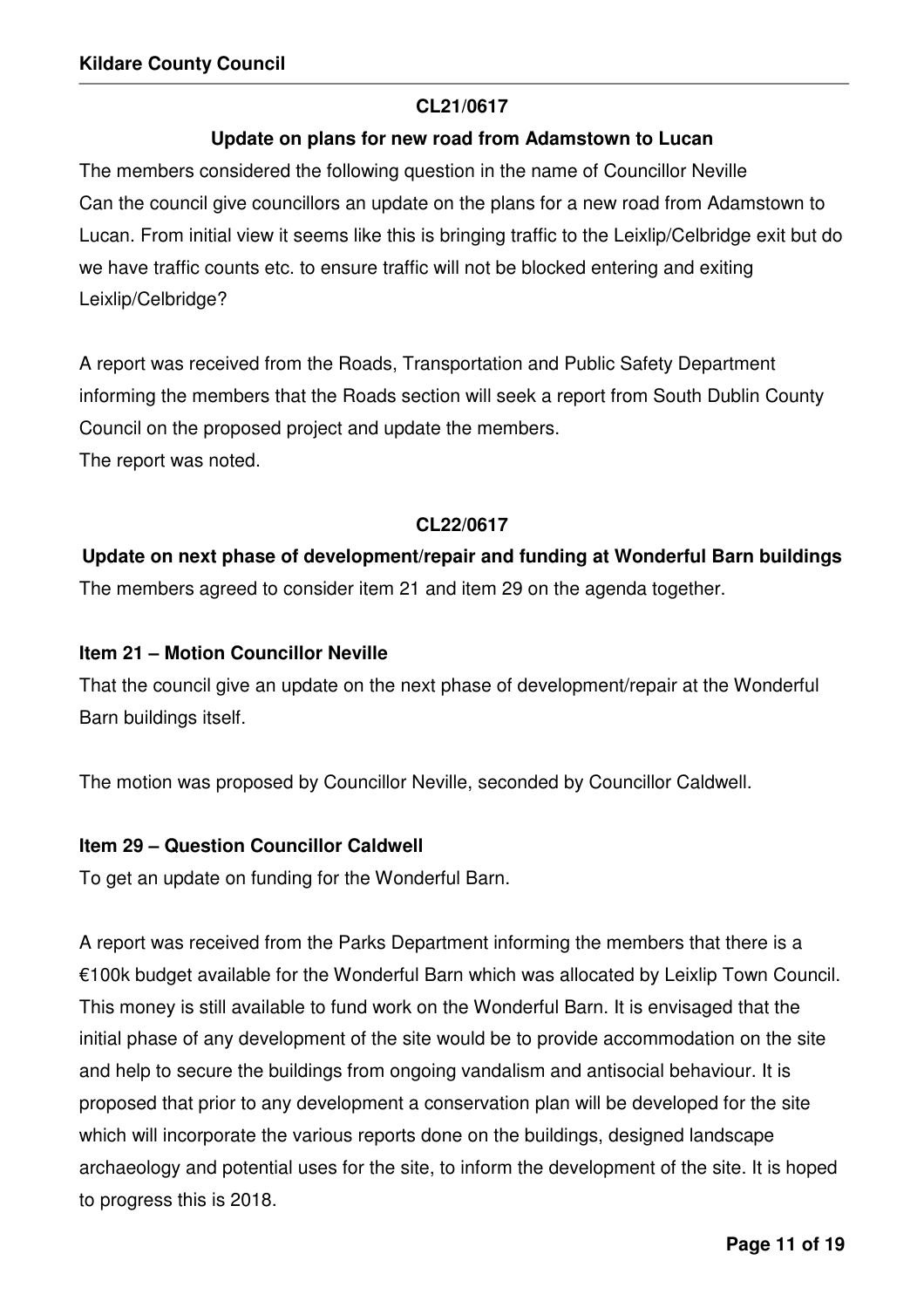**CL21/0617**

**Update on plans for new road from Adamstown to Lucan**

The members considered the following question in the name of Councillor Neville
Can the council give councillors an update on the plans for a new road from Adamstown to Lucan. From initial view it seems like this is bringing traffic to the Leixlip/Celbridge exit but do we have traffic counts etc. to ensure traffic will not be blocked entering and exiting Leixlip/Celbridge?

A report was received from the Roads, Transportation and Public Safety Department informing the members that the Roads section will seek a report from South Dublin County Council on the proposed project and update the members.
The report was noted.

**CL22/0617**

**Update on next phase of development/repair and funding at Wonderful Barn buildings**

The members agreed to consider item 21 and item 29 on the agenda together.

**Item 21 – Motion Councillor Neville**

That the council give an update on the next phase of development/repair at the Wonderful Barn buildings itself.

The motion was proposed by Councillor Neville, seconded by Councillor Caldwell.

**Item 29 – Question Councillor Caldwell**

To get an update on funding for the Wonderful Barn.

A report was received from the Parks Department informing the members that there is a €100k budget available for the Wonderful Barn which was allocated by Leixlip Town Council. This money is still available to fund work on the Wonderful Barn. It is envisaged that the initial phase of any development of the site would be to provide accommodation on the site and help to secure the buildings from ongoing vandalism and antisocial behaviour. It is proposed that prior to any development a conservation plan will be developed for the site which will incorporate the various reports done on the buildings, designed landscape archaeology and potential uses for the site, to inform the development of the site. It is hoped to progress this is 2018.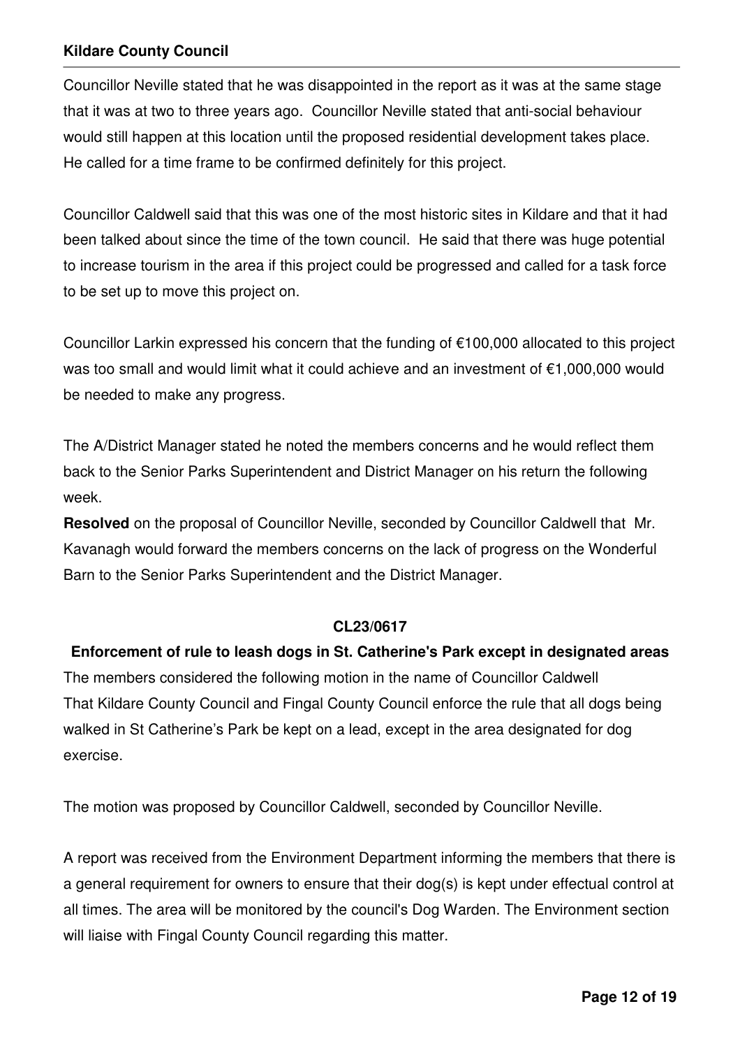Councillor Neville stated that he was disappointed in the report as it was at the same stage that it was at two to three years ago. Councillor Neville stated that anti-social behaviour would still happen at this location until the proposed residential development takes place. He called for a time frame to be confirmed definitely for this project.

Councillor Caldwell said that this was one of the most historic sites in Kildare and that it had been talked about since the time of the town council. He said that there was huge potential to increase tourism in the area if this project could be progressed and called for a task force to be set up to move this project on.

Councillor Larkin expressed his concern that the funding of €100,000 allocated to this project was too small and would limit what it could achieve and an investment of €1,000,000 would be needed to make any progress.

The A/District Manager stated he noted the members concerns and he would reflect them back to the Senior Parks Superintendent and District Manager on his return the following week.

**Resolved** on the proposal of Councillor Neville, seconded by Councillor Caldwell that Mr. Kavanagh would forward the members concerns on the lack of progress on the Wonderful Barn to the Senior Parks Superintendent and the District Manager.

## CL23/0617

### Enforcement of rule to leash dogs in St. Catherine's Park except in designated areas

The members considered the following motion in the name of Councillor Caldwell

That Kildare County Council and Fingal County Council enforce the rule that all dogs being walked in St Catherine's Park be kept on a lead, except in the area designated for dog exercise.

The motion was proposed by Councillor Caldwell, seconded by Councillor Neville.

A report was received from the Environment Department informing the members that there is a general requirement for owners to ensure that their dog(s) is kept under effectual control at all times. The area will be monitored by the council's Dog Warden. The Environment section will liaise with Fingal County Council regarding this matter.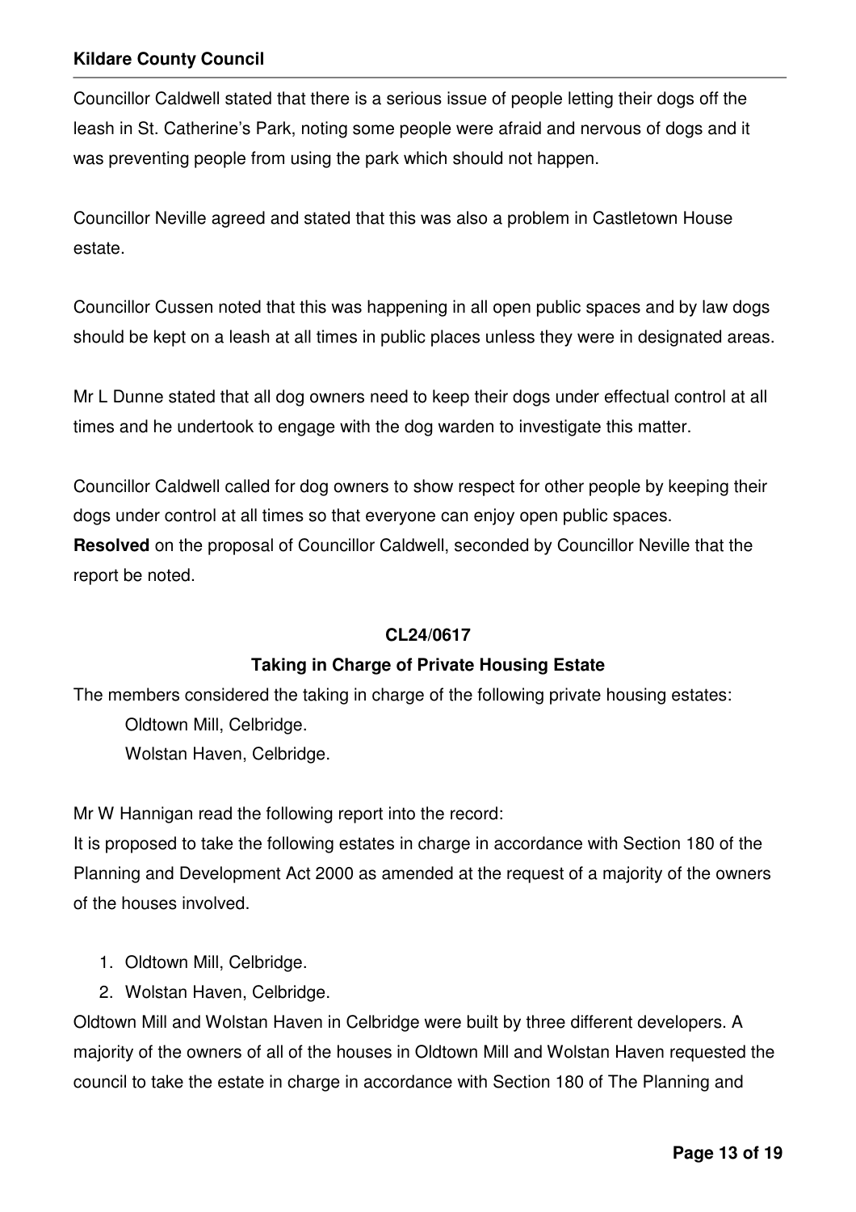Councillor Caldwell stated that there is a serious issue of people letting their dogs off the leash in St. Catherine's Park, noting some people were afraid and nervous of dogs and it was preventing people from using the park which should not happen.

Councillor Neville agreed and stated that this was also a problem in Castletown House estate.

Councillor Cussen noted that this was happening in all open public spaces and by law dogs should be kept on a leash at all times in public places unless they were in designated areas.

Mr L Dunne stated that all dog owners need to keep their dogs under effectual control at all times and he undertook to engage with the dog warden to investigate this matter.

Councillor Caldwell called for dog owners to show respect for other people by keeping their dogs under control at all times so that everyone can enjoy open public spaces.
**Resolved** on the proposal of Councillor Caldwell, seconded by Councillor Neville that the report be noted.

**CL24/0617**

**Taking in Charge of Private Housing Estate**

The members considered the taking in charge of the following private housing estates:

Oldtown Mill, Celbridge.
Wolstan Haven, Celbridge.

Mr W Hannigan read the following report into the record:
It is proposed to take the following estates in charge in accordance with Section 180 of the Planning and Development Act 2000 as amended at the request of a majority of the owners of the houses involved.

1. Oldtown Mill, Celbridge.
2. Wolstan Haven, Celbridge.

Oldtown Mill and Wolstan Haven in Celbridge were built by three different developers. A majority of the owners of all of the houses in Oldtown Mill and Wolstan Haven requested the council to take the estate in charge in accordance with Section 180 of The Planning and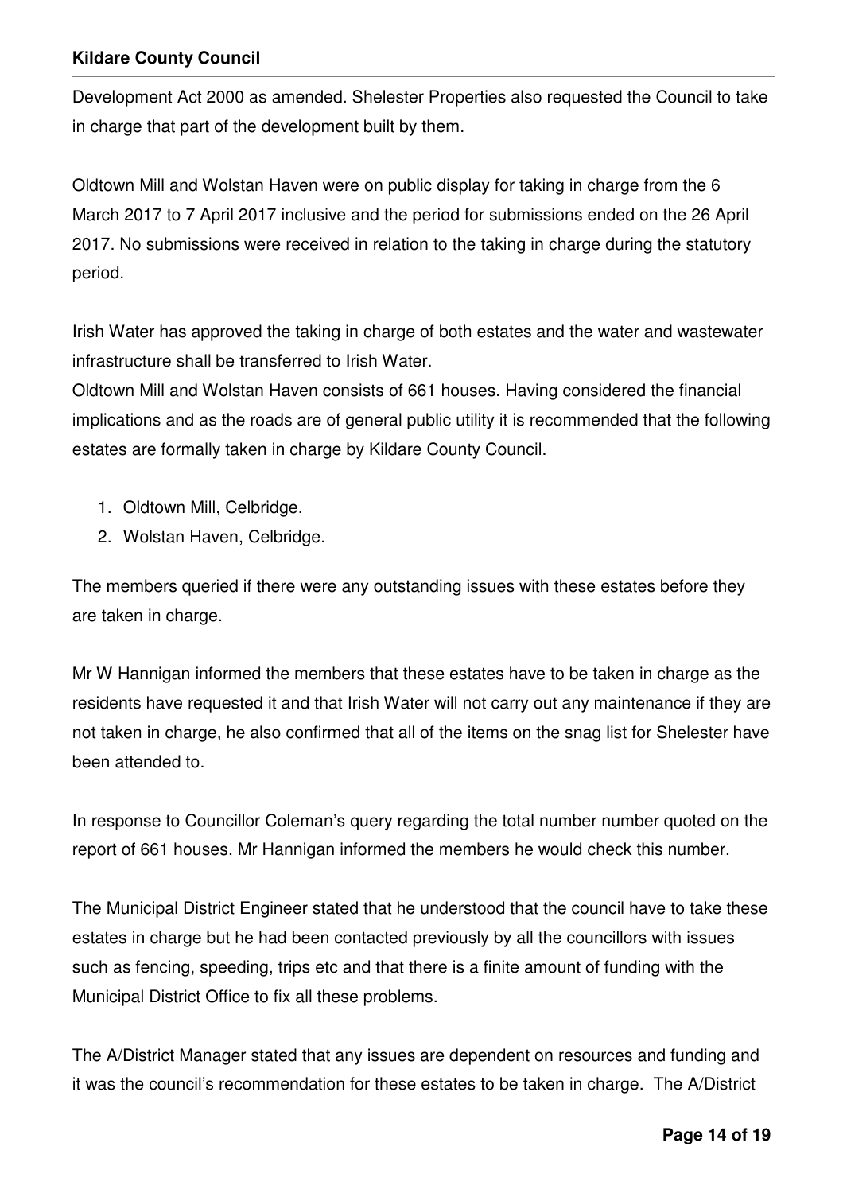Development Act 2000 as amended. Shelester Properties also requested the Council to take in charge that part of the development built by them.

Oldtown Mill and Wolstan Haven were on public display for taking in charge from the 6 March 2017 to 7 April 2017 inclusive and the period for submissions ended on the 26 April 2017. No submissions were received in relation to the taking in charge during the statutory period.

Irish Water has approved the taking in charge of both estates and the water and wastewater infrastructure shall be transferred to Irish Water.
Oldtown Mill and Wolstan Haven consists of 661 houses. Having considered the financial implications and as the roads are of general public utility it is recommended that the following estates are formally taken in charge by Kildare County Council.

1. Oldtown Mill, Celbridge.
2. Wolstan Haven, Celbridge.

The members queried if there were any outstanding issues with these estates before they are taken in charge.

Mr W Hannigan informed the members that these estates have to be taken in charge as the residents have requested it and that Irish Water will not carry out any maintenance if they are not taken in charge, he also confirmed that all of the items on the snag list for Shelester have been attended to.

In response to Councillor Coleman's query regarding the total number number quoted on the report of 661 houses, Mr Hannigan informed the members he would check this number.

The Municipal District Engineer stated that he understood that the council have to take these estates in charge but he had been contacted previously by all the councillors with issues such as fencing, speeding, trips etc and that there is a finite amount of funding with the Municipal District Office to fix all these problems.

The A/District Manager stated that any issues are dependent on resources and funding and it was the council's recommendation for these estates to be taken in charge. The A/District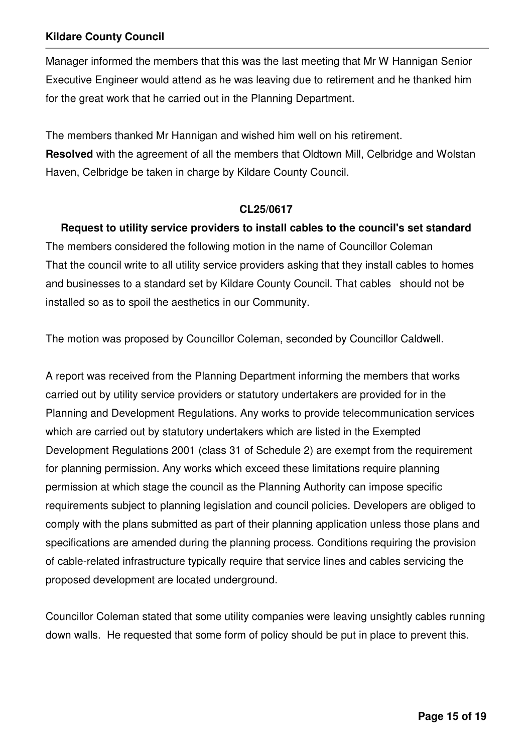Manager informed the members that this was the last meeting that Mr W Hannigan Senior Executive Engineer would attend as he was leaving due to retirement and he thanked him for the great work that he carried out in the Planning Department.

The members thanked Mr Hannigan and wished him well on his retirement.
**Resolved** with the agreement of all the members that Oldtown Mill, Celbridge and Wolstan Haven, Celbridge be taken in charge by Kildare County Council.

**CL25/0617**

**Request to utility service providers to install cables to the council's set standard**

The members considered the following motion in the name of Councillor Coleman
That the council write to all utility service providers asking that they install cables to homes and businesses to a standard set by Kildare County Council. That cables should not be installed so as to spoil the aesthetics in our Community.

The motion was proposed by Councillor Coleman, seconded by Councillor Caldwell.

A report was received from the Planning Department informing the members that works carried out by utility service providers or statutory undertakers are provided for in the Planning and Development Regulations. Any works to provide telecommunication services which are carried out by statutory undertakers which are listed in the Exempted Development Regulations 2001 (class 31 of Schedule 2) are exempt from the requirement for planning permission. Any works which exceed these limitations require planning permission at which stage the council as the Planning Authority can impose specific requirements subject to planning legislation and council policies. Developers are obliged to comply with the plans submitted as part of their planning application unless those plans and specifications are amended during the planning process. Conditions requiring the provision of cable-related infrastructure typically require that service lines and cables servicing the proposed development are located underground.

Councillor Coleman stated that some utility companies were leaving unsightly cables running down walls. He requested that some form of policy should be put in place to prevent this.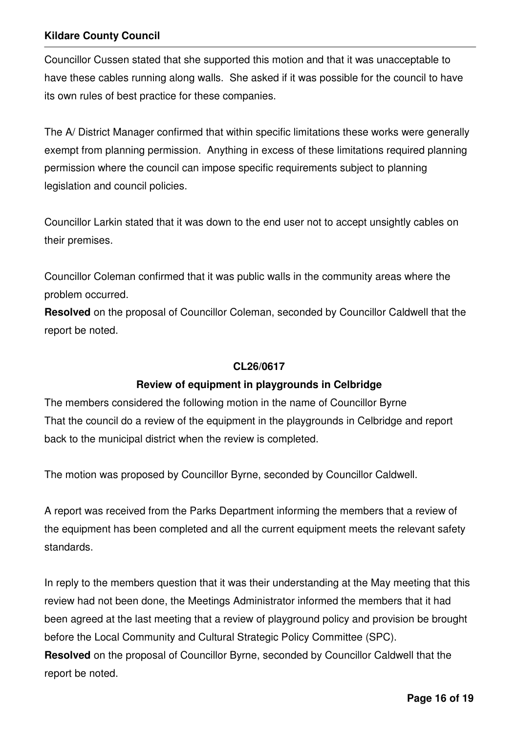Councillor Cussen stated that she supported this motion and that it was unacceptable to have these cables running along walls. She asked if it was possible for the council to have its own rules of best practice for these companies.

The A/ District Manager confirmed that within specific limitations these works were generally exempt from planning permission. Anything in excess of these limitations required planning permission where the council can impose specific requirements subject to planning legislation and council policies.

Councillor Larkin stated that it was down to the end user not to accept unsightly cables on their premises.

Councillor Coleman confirmed that it was public walls in the community areas where the problem occurred.

**Resolved** on the proposal of Councillor Coleman, seconded by Councillor Caldwell that the report be noted.

**CL26/0617**

**Review of equipment in playgrounds in Celbridge**

The members considered the following motion in the name of Councillor Byrne

That the council do a review of the equipment in the playgrounds in Celbridge and report back to the municipal district when the review is completed.

The motion was proposed by Councillor Byrne, seconded by Councillor Caldwell.

A report was received from the Parks Department informing the members that a review of the equipment has been completed and all the current equipment meets the relevant safety standards.

In reply to the members question that it was their understanding at the May meeting that this review had not been done, the Meetings Administrator informed the members that it had been agreed at the last meeting that a review of playground policy and provision be brought before the Local Community and Cultural Strategic Policy Committee (SPC).

**Resolved** on the proposal of Councillor Byrne, seconded by Councillor Caldwell that the report be noted.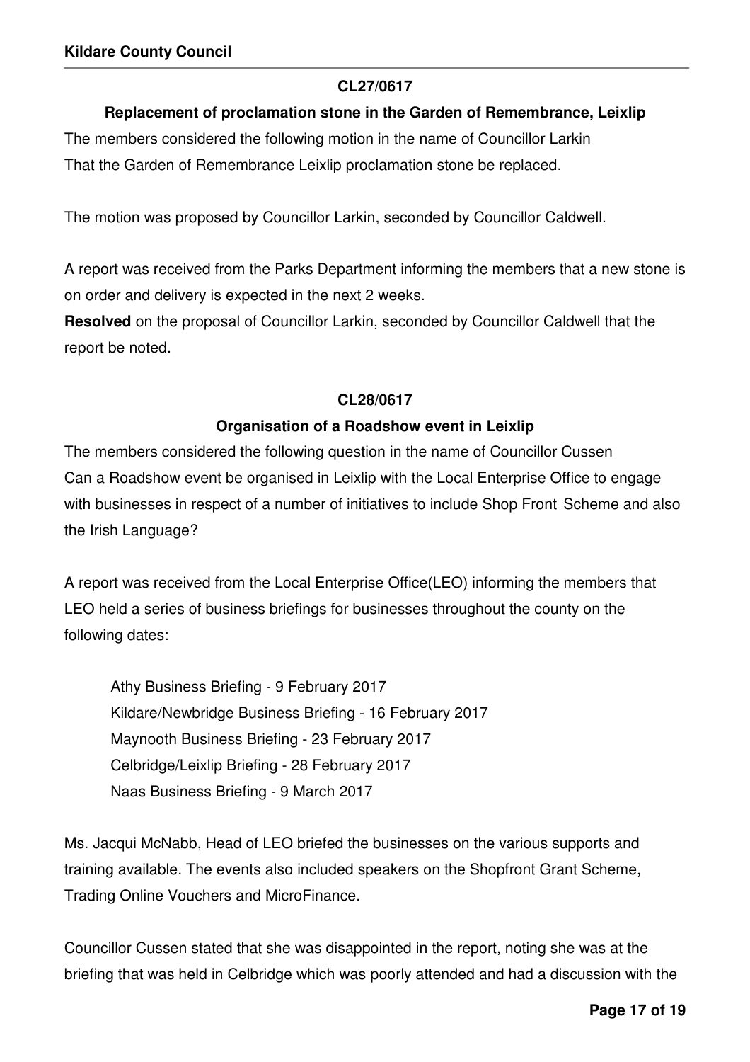**CL27/0617**

**Replacement of proclamation stone in the Garden of Remembrance, Leixlip**

The members considered the following motion in the name of Councillor Larkin
That the Garden of Remembrance Leixlip proclamation stone be replaced.

The motion was proposed by Councillor Larkin, seconded by Councillor Caldwell.

A report was received from the Parks Department informing the members that a new stone is on order and delivery is expected in the next 2 weeks.
**Resolved** on the proposal of Councillor Larkin, seconded by Councillor Caldwell that the report be noted.

**CL28/0617**

**Organisation of a Roadshow event in Leixlip**

The members considered the following question in the name of Councillor Cussen
Can a Roadshow event be organised in Leixlip with the Local Enterprise Office to engage with businesses in respect of a number of initiatives to include Shop Front Scheme and also the Irish Language?

A report was received from the Local Enterprise Office(LEO) informing the members that LEO held a series of business briefings for businesses throughout the county on the following dates:

Athy Business Briefing - 9 February 2017
Kildare/Newbridge Business Briefing - 16 February 2017
Maynooth Business Briefing - 23 February 2017
Celbridge/Leixlip Briefing - 28 February 2017
Naas Business Briefing - 9 March 2017

Ms. Jacqui McNabb, Head of LEO briefed the businesses on the various supports and training available. The events also included speakers on the Shopfront Grant Scheme, Trading Online Vouchers and MicroFinance.

Councillor Cussen stated that she was disappointed in the report, noting she was at the briefing that was held in Celbridge which was poorly attended and had a discussion with the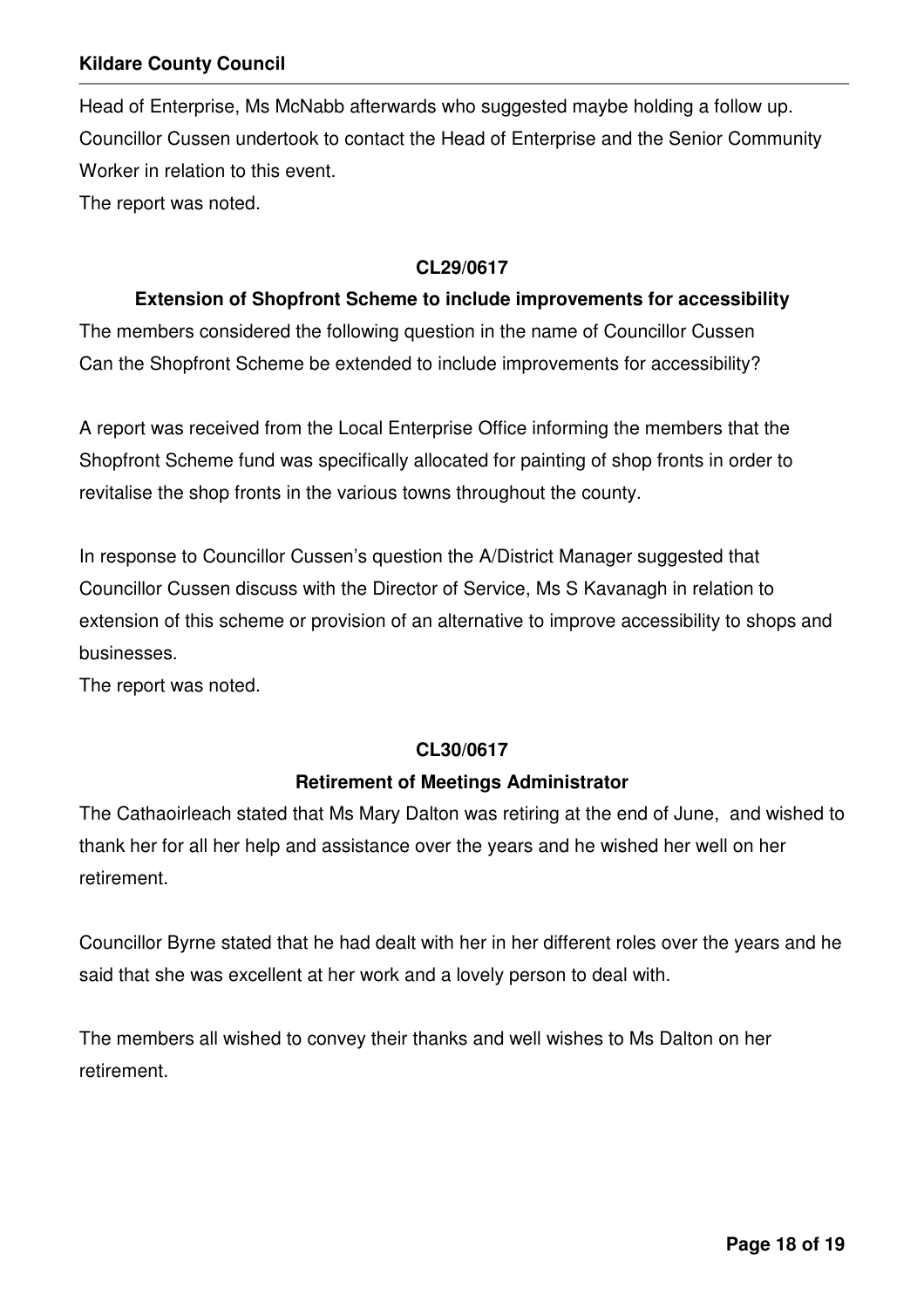Head of Enterprise, Ms McNabb afterwards who suggested maybe holding a follow up. Councillor Cussen undertook to contact the Head of Enterprise and the Senior Community Worker in relation to this event.

The report was noted.

**CL29/0617**

**Extension of Shopfront Scheme to include improvements for accessibility**

The members considered the following question in the name of Councillor Cussen
Can the Shopfront Scheme be extended to include improvements for accessibility?

A report was received from the Local Enterprise Office informing the members that the Shopfront Scheme fund was specifically allocated for painting of shop fronts in order to revitalise the shop fronts in the various towns throughout the county.

In response to Councillor Cussen's question the A/District Manager suggested that Councillor Cussen discuss with the Director of Service, Ms S Kavanagh in relation to extension of this scheme or provision of an alternative to improve accessibility to shops and businesses.

The report was noted.

**CL30/0617**

**Retirement of Meetings Administrator**

The Cathaoirleach stated that Ms Mary Dalton was retiring at the end of June, and wished to thank her for all her help and assistance over the years and he wished her well on her retirement.

Councillor Byrne stated that he had dealt with her in her different roles over the years and he said that she was excellent at her work and a lovely person to deal with.

The members all wished to convey their thanks and well wishes to Ms Dalton on her retirement.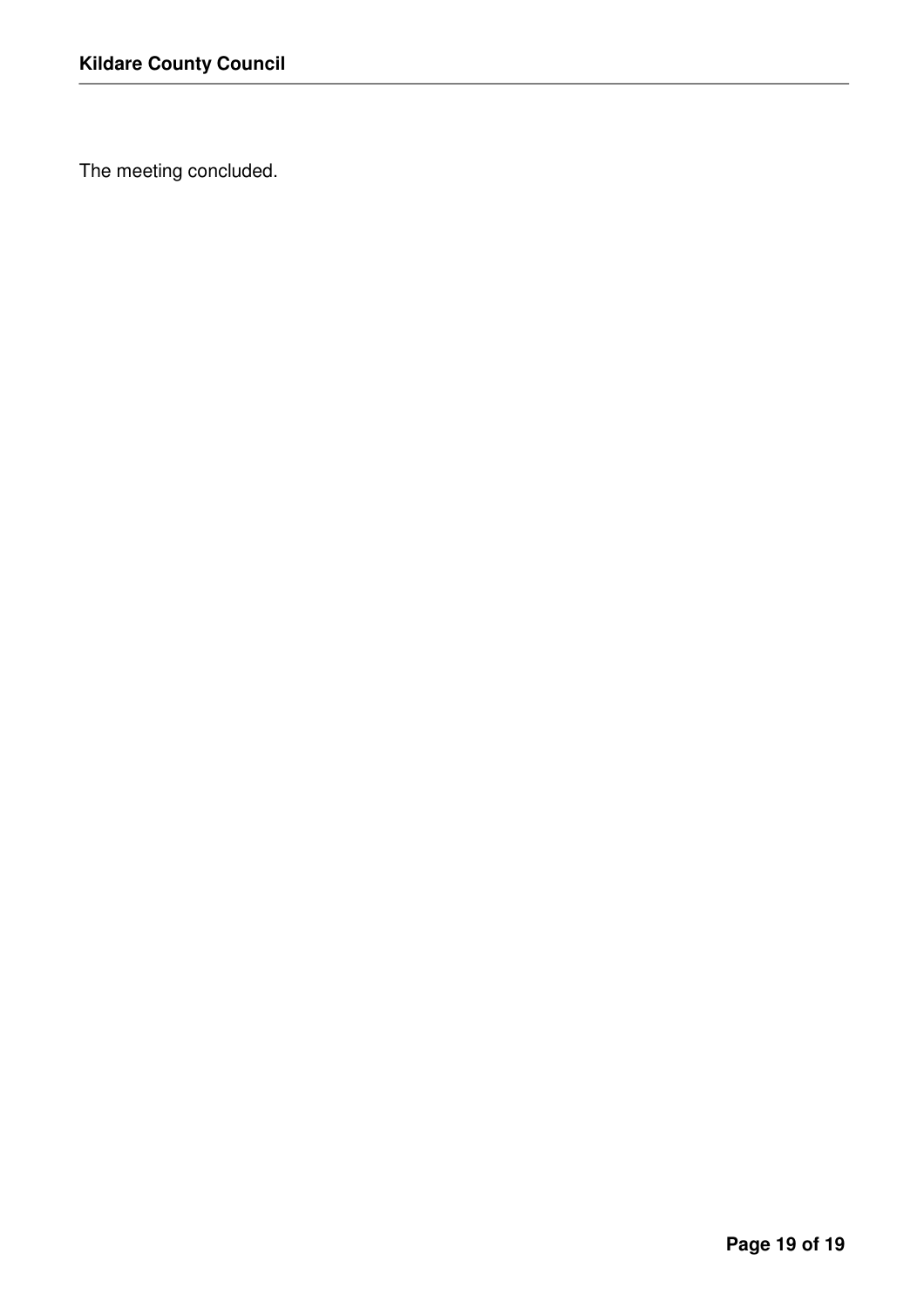The meeting concluded.